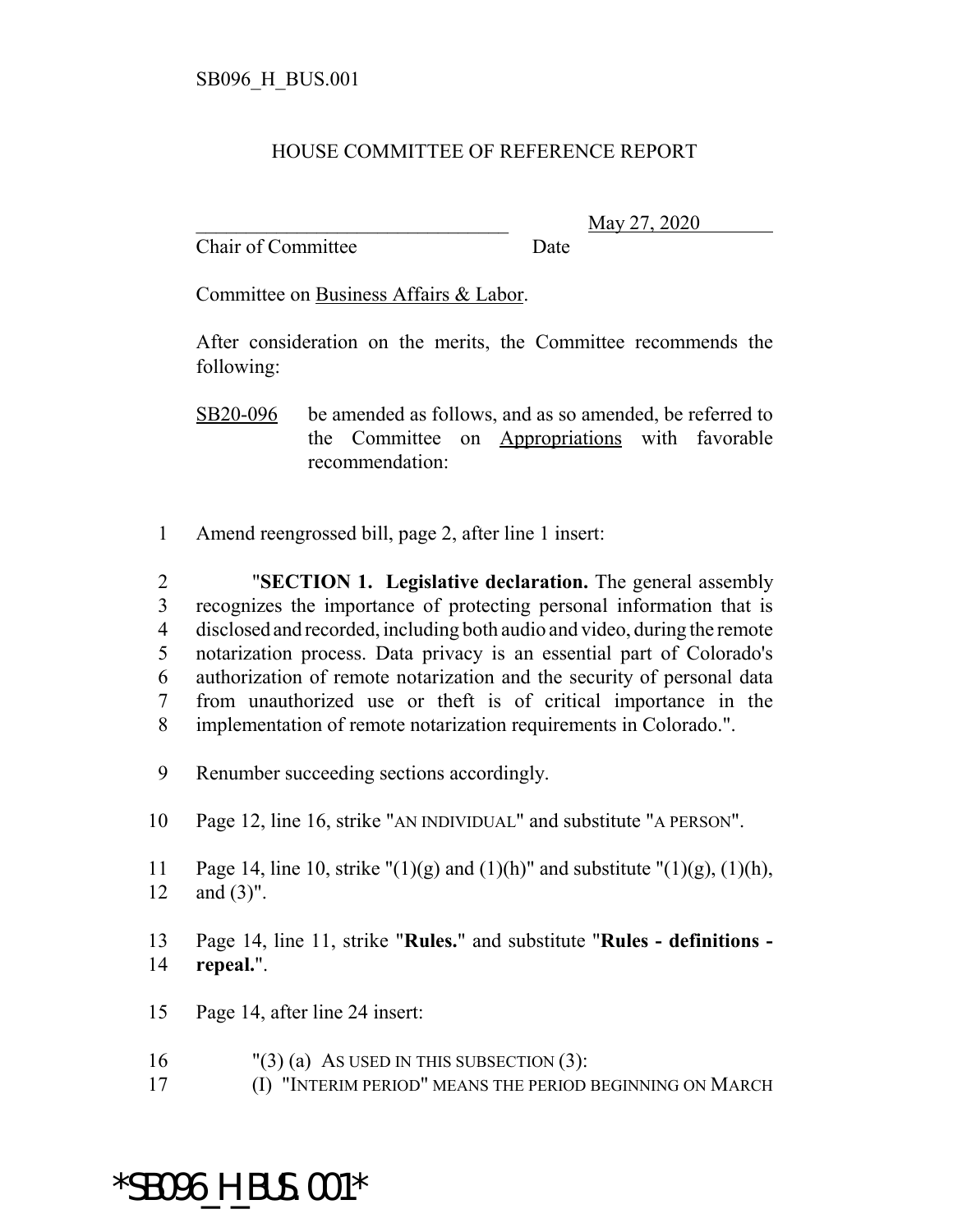SB096_H_BUS.001

# HOUSE COMMITTEE OF REFERENCE REPORT

________________________________ May 27, 2020
Chair of Committee Date

Committee on Business Affairs & Labor.

After consideration on the merits, the Committee recommends the following:

SB20-096 be amended as follows, and as so amended, be referred to the Committee on Appropriations with favorable recommendation:

1 Amend reengrossed bill, page 2, after line 1 insert:

2 "**SECTION 1. Legislative declaration.** The general assembly
3 recognizes the importance of protecting personal information that is
4 disclosed and recorded, including both audio and video, during the remote
5 notarization process. Data privacy is an essential part of Colorado's
6 authorization of remote notarization and the security of personal data
7 from unauthorized use or theft is of critical importance in the
8 implementation of remote notarization requirements in Colorado.".

9 Renumber succeeding sections accordingly.

10 Page 12, line 16, strike "AN INDIVIDUAL" and substitute "A PERSON".

11 Page 14, line 10, strike "(1)(g) and (1)(h)" and substitute "(1)(g), (1)(h),
12 and (3)".

13 Page 14, line 11, strike "**Rules.**" and substitute "**Rules - definitions -**
14 **repeal.**".

15 Page 14, after line 24 insert:

16 "(3) (a) AS USED IN THIS SUBSECTION (3):
17 (I) "INTERIM PERIOD" MEANS THE PERIOD BEGINNING ON MARCH

*SB096_H_BUS.001*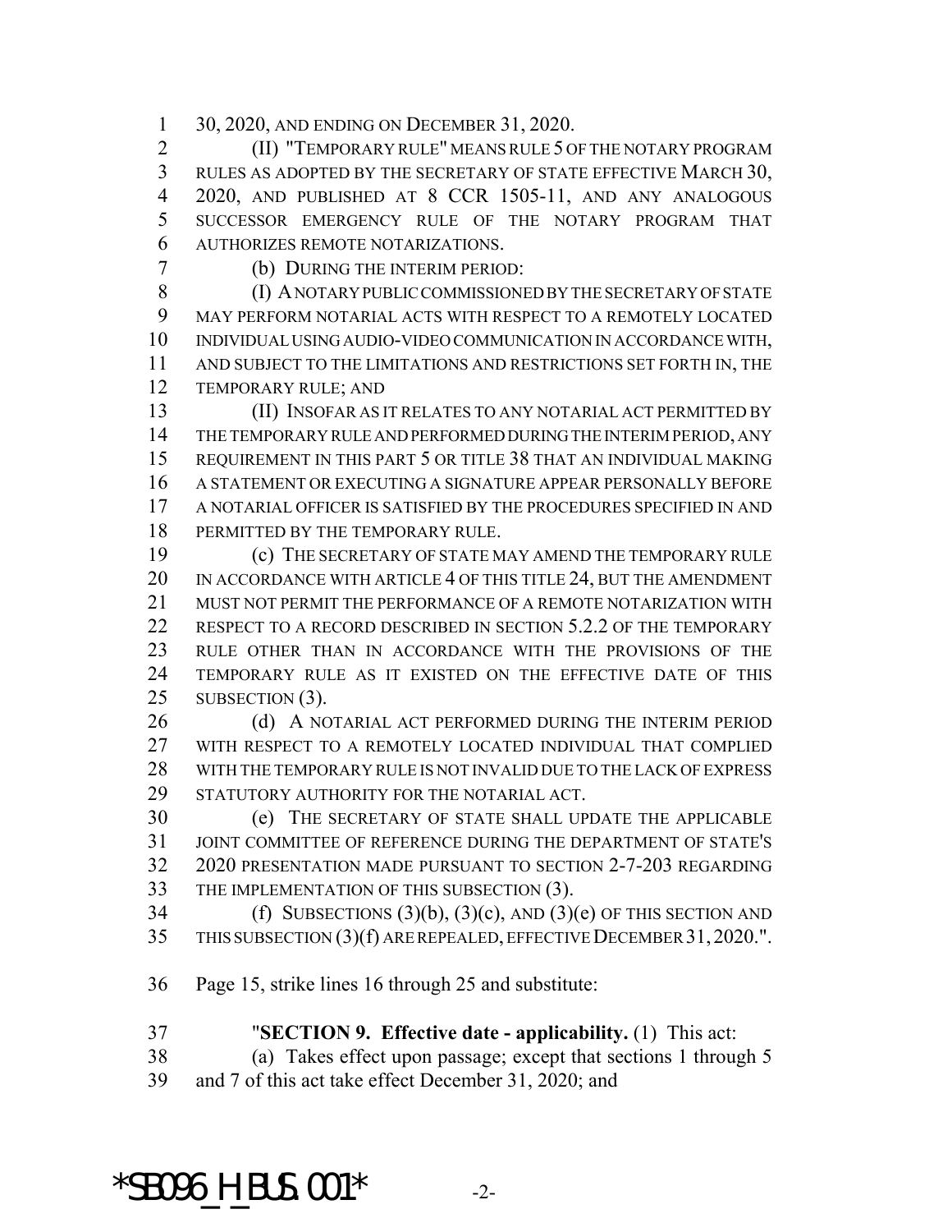30, 2020, AND ENDING ON DECEMBER 31, 2020.

(II) "TEMPORARY RULE" MEANS RULE 5 OF THE NOTARY PROGRAM RULES AS ADOPTED BY THE SECRETARY OF STATE EFFECTIVE MARCH 30, 2020, AND PUBLISHED AT 8 CCR 1505-11, AND ANY ANALOGOUS SUCCESSOR EMERGENCY RULE OF THE NOTARY PROGRAM THAT AUTHORIZES REMOTE NOTARIZATIONS.

(b) DURING THE INTERIM PERIOD:

(I) A NOTARY PUBLIC COMMISSIONED BY THE SECRETARY OF STATE MAY PERFORM NOTARIAL ACTS WITH RESPECT TO A REMOTELY LOCATED INDIVIDUAL USING AUDIO-VIDEO COMMUNICATION IN ACCORDANCE WITH, AND SUBJECT TO THE LIMITATIONS AND RESTRICTIONS SET FORTH IN, THE TEMPORARY RULE; AND

(II) INSOFAR AS IT RELATES TO ANY NOTARIAL ACT PERMITTED BY THE TEMPORARY RULE AND PERFORMED DURING THE INTERIM PERIOD, ANY REQUIREMENT IN THIS PART 5 OR TITLE 38 THAT AN INDIVIDUAL MAKING A STATEMENT OR EXECUTING A SIGNATURE APPEAR PERSONALLY BEFORE A NOTARIAL OFFICER IS SATISFIED BY THE PROCEDURES SPECIFIED IN AND PERMITTED BY THE TEMPORARY RULE.

(c) THE SECRETARY OF STATE MAY AMEND THE TEMPORARY RULE IN ACCORDANCE WITH ARTICLE 4 OF THIS TITLE 24, BUT THE AMENDMENT MUST NOT PERMIT THE PERFORMANCE OF A REMOTE NOTARIZATION WITH RESPECT TO A RECORD DESCRIBED IN SECTION 5.2.2 OF THE TEMPORARY RULE OTHER THAN IN ACCORDANCE WITH THE PROVISIONS OF THE TEMPORARY RULE AS IT EXISTED ON THE EFFECTIVE DATE OF THIS SUBSECTION (3).

(d) A NOTARIAL ACT PERFORMED DURING THE INTERIM PERIOD WITH RESPECT TO A REMOTELY LOCATED INDIVIDUAL THAT COMPLIED WITH THE TEMPORARY RULE IS NOT INVALID DUE TO THE LACK OF EXPRESS STATUTORY AUTHORITY FOR THE NOTARIAL ACT.

(e) THE SECRETARY OF STATE SHALL UPDATE THE APPLICABLE JOINT COMMITTEE OF REFERENCE DURING THE DEPARTMENT OF STATE'S 2020 PRESENTATION MADE PURSUANT TO SECTION 2-7-203 REGARDING THE IMPLEMENTATION OF THIS SUBSECTION (3).

(f) SUBSECTIONS (3)(b), (3)(c), AND (3)(e) OF THIS SECTION AND THIS SUBSECTION (3)(f) ARE REPEALED, EFFECTIVE DECEMBER 31, 2020.".

Page 15, strike lines 16 through 25 and substitute:

"**SECTION 9. Effective date - applicability.** (1) This act:

(a) Takes effect upon passage; except that sections 1 through 5 and 7 of this act take effect December 31, 2020; and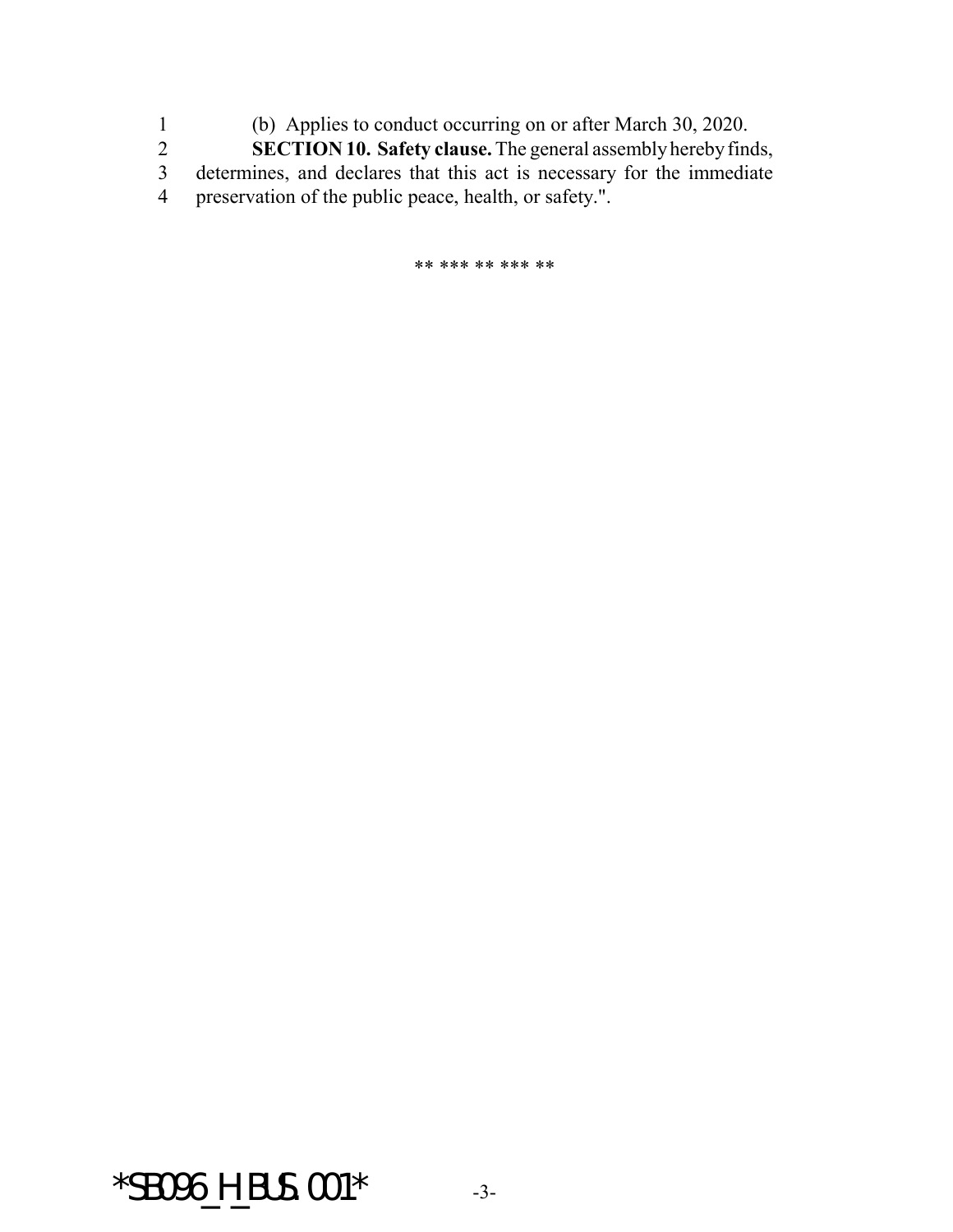(b) Applies to conduct occurring on or after March 30, 2020.

**SECTION 10. Safety clause.** The general assembly hereby finds, determines, and declares that this act is necessary for the immediate preservation of the public peace, health, or safety.".

** *** ** *** **

*SB096_H_BUS.001*